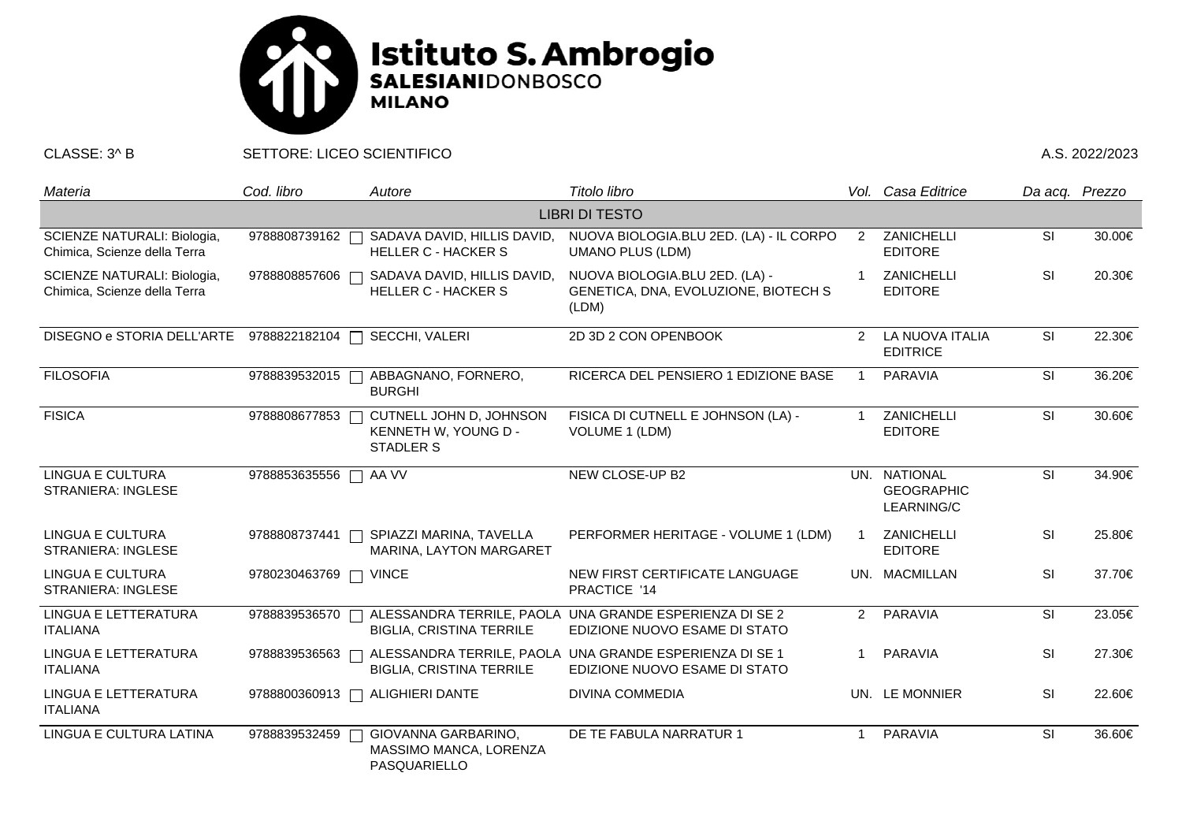# Istituto S. Ambrogio
**SALESIANI**DONBOSCO
**MILANO**

CLASSE: 3^ B SETTORE: LICEO SCIENTIFICO A.S. 2022/2023

| *Materia* | *Cod. libro* | *Autore* | *Titolo libro* | *Vol.* | *Casa Editrice* | *Da acq.* | *Prezzo* |
|---|---|---|---|---|---|---|---|
| | | | LIBRI DI TESTO | | | | |
| SCIENZE NATURALI: Biologia, Chimica, Scienze della Terra | 9788808739162 | SADAVA DAVID, HILLIS DAVID, HELLER C - HACKER S | NUOVA BIOLOGIA.BLU 2ED. (LA) - IL CORPO UMANO PLUS (LDM) | 2 | ZANICHELLI EDITORE | SI | 30.00€ |
| SCIENZE NATURALI: Biologia, Chimica, Scienze della Terra | 9788808857606 | SADAVA DAVID, HILLIS DAVID, HELLER C - HACKER S | NUOVA BIOLOGIA.BLU 2ED. (LA) - GENETICA, DNA, EVOLUZIONE, BIOTECH S (LDM) | 1 | ZANICHELLI EDITORE | SI | 20.30€ |
| DISEGNO e STORIA DELL'ARTE | 9788822182104 | SECCHI, VALERI | 2D 3D 2 CON OPENBOOK | 2 | LA NUOVA ITALIA EDITRICE | SI | 22.30€ |
| FILOSOFIA | 9788839532015 | ABBAGNANO, FORNERO, BURGHI | RICERCA DEL PENSIERO 1 EDIZIONE BASE | 1 | PARAVIA | SI | 36.20€ |
| FISICA | 9788808677853 | CUTNELL JOHN D, JOHNSON KENNETH W, YOUNG D - STADLER S | FISICA DI CUTNELL E JOHNSON (LA) - VOLUME 1 (LDM) | 1 | ZANICHELLI EDITORE | SI | 30.60€ |
| LINGUA E CULTURA STRANIERA: INGLESE | 9788853635556 | AA VV | NEW CLOSE-UP B2 | UN. | NATIONAL GEOGRAPHIC LEARNING/C | SI | 34.90€ |
| LINGUA E CULTURA STRANIERA: INGLESE | 9788808737441 | SPIAZZI MARINA, TAVELLA MARINA, LAYTON MARGARET | PERFORMER HERITAGE - VOLUME 1 (LDM) | 1 | ZANICHELLI EDITORE | SI | 25.80€ |
| LINGUA E CULTURA STRANIERA: INGLESE | 9780230463769 | VINCE | NEW FIRST CERTIFICATE LANGUAGE PRACTICE '14 | UN. | MACMILLAN | SI | 37.70€ |
| LINGUA E LETTERATURA ITALIANA | 9788839536570 | ALESSANDRA TERRILE, PAOLA BIGLIA, CRISTINA TERRILE | UNA GRANDE ESPERIENZA DI SE 2 EDIZIONE NUOVO ESAME DI STATO | 2 | PARAVIA | SI | 23.05€ |
| LINGUA E LETTERATURA ITALIANA | 9788839536563 | ALESSANDRA TERRILE, PAOLA BIGLIA, CRISTINA TERRILE | UNA GRANDE ESPERIENZA DI SE 1 EDIZIONE NUOVO ESAME DI STATO | 1 | PARAVIA | SI | 27.30€ |
| LINGUA E LETTERATURA ITALIANA | 9788800360913 | ALIGHIERI DANTE | DIVINA COMMEDIA | UN. | LE MONNIER | SI | 22.60€ |
| LINGUA E CULTURA LATINA | 9788839532459 | GIOVANNA GARBARINO, MASSIMO MANCA, LORENZA PASQUARIELLO | DE TE FABULA NARRATUR 1 | 1 | PARAVIA | SI | 36.60€ |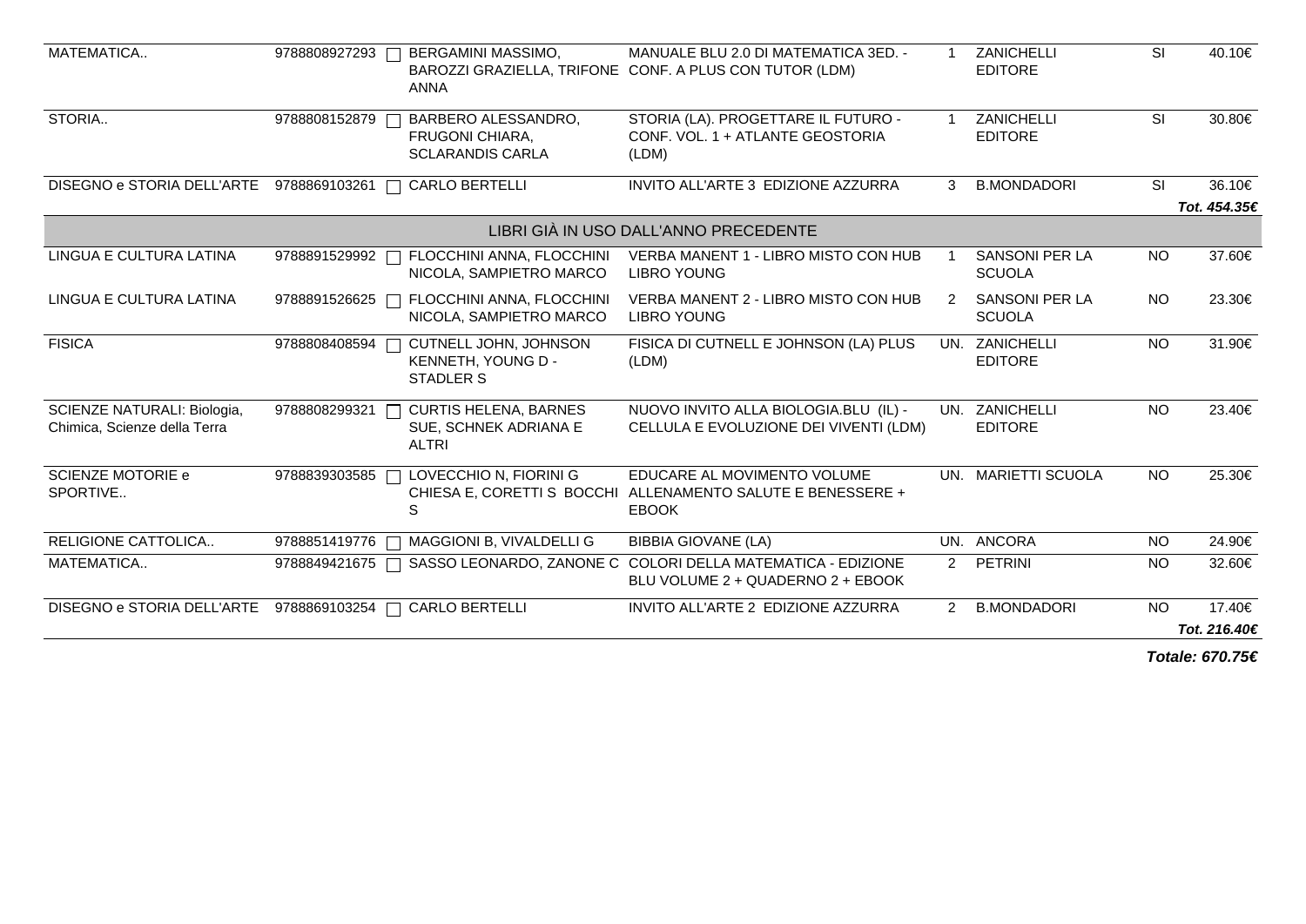| | | | | | | | | |
|---|---|---|---|---|---|---|---|---|
| MATEMATICA.. | 9788808927293 | ☐ | BERGAMINI MASSIMO, BAROZZI GRAZIELLA, TRIFONE ANNA | MANUALE BLU 2.0 DI MATEMATICA 3ED. - CONF. A PLUS CON TUTOR (LDM) | 1 | ZANICHELLI EDITORE | SI | 40.10€ |
| STORIA.. | 9788808152879 | ☐ | BARBERO ALESSANDRO, FRUGONI CHIARA, SCLARANDIS CARLA | STORIA (LA). PROGETTARE IL FUTURO - CONF. VOL. 1 + ATLANTE GEOSTORIA (LDM) | 1 | ZANICHELLI EDITORE | SI | 30.80€ |
| DISEGNO e STORIA DELL'ARTE | 9788869103261 | ☐ | CARLO BERTELLI | INVITO ALL'ARTE 3 EDIZIONE AZZURRA | 3 | B.MONDADORI | SI | 36.10€ |
| | | | | | | | | *Tot. 454.35€* |
| | | | | LIBRI GIÀ IN USO DALL'ANNO PRECEDENTE | | | | |
| LINGUA E CULTURA LATINA | 9788891529992 | ☐ | FLOCCHINI ANNA, FLOCCHINI NICOLA, SAMPIETRO MARCO | VERBA MANENT 1 - LIBRO MISTO CON HUB LIBRO YOUNG | 1 | SANSONI PER LA SCUOLA | NO | 37.60€ |
| LINGUA E CULTURA LATINA | 9788891526625 | ☐ | FLOCCHINI ANNA, FLOCCHINI NICOLA, SAMPIETRO MARCO | VERBA MANENT 2 - LIBRO MISTO CON HUB LIBRO YOUNG | 2 | SANSONI PER LA SCUOLA | NO | 23.30€ |
| FISICA | 9788808408594 | ☐ | CUTNELL JOHN, JOHNSON KENNETH, YOUNG D - STADLER S | FISICA DI CUTNELL E JOHNSON (LA) PLUS (LDM) | UN. | ZANICHELLI EDITORE | NO | 31.90€ |
| SCIENZE NATURALI: Biologia, Chimica, Scienze della Terra | 9788808299321 | ☐ | CURTIS HELENA, BARNES SUE, SCHNEK ADRIANA E ALTRI | NUOVO INVITO ALLA BIOLOGIA.BLU (IL) - CELLULA E EVOLUZIONE DEI VIVENTI (LDM) | UN. | ZANICHELLI EDITORE | NO | 23.40€ |
| SCIENZE MOTORIE e SPORTIVE.. | 9788839303585 | ☐ | LOVECCHIO N, FIORINI G CHIESA E, CORETTI S BOCCHI S | EDUCARE AL MOVIMENTO VOLUME ALLENAMENTO SALUTE E BENESSERE + EBOOK | UN. | MARIETTI SCUOLA | NO | 25.30€ |
| RELIGIONE CATTOLICA.. | 9788851419776 | ☐ | MAGGIONI B, VIVALDELLI G | BIBBIA GIOVANE (LA) | UN. | ANCORA | NO | 24.90€ |
| MATEMATICA.. | 9788849421675 | ☐ | SASSO LEONARDO, ZANONE C | COLORI DELLA MATEMATICA - EDIZIONE BLU VOLUME 2 + QUADERNO 2 + EBOOK | 2 | PETRINI | NO | 32.60€ |
| DISEGNO e STORIA DELL'ARTE | 9788869103254 | ☐ | CARLO BERTELLI | INVITO ALL'ARTE 2 EDIZIONE AZZURRA | 2 | B.MONDADORI | NO | 17.40€ |
| | | | | | | | | *Tot. 216.40€* |

***Totale: 670.75€***